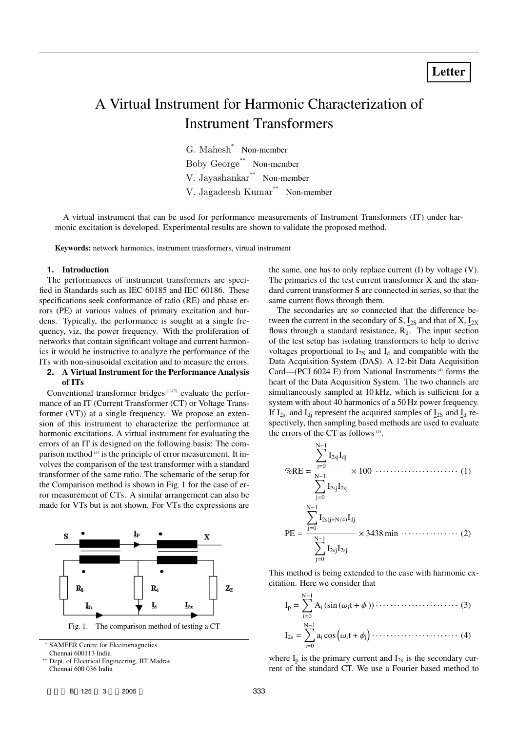Letter

# A Virtual Instrument for Harmonic Characterization of Instrument Transformers

G. Mahesh[*] Non-member
Boby George[**] Non-member
V. Jayashankar[**] Non-member
V. Jagadeesh Kumar[**] Non-member

A virtual instrument that can be used for performance measurements of Instrument Transformers (IT) under harmonic excitation is developed. Experimental results are shown to validate the proposed method.

**Keywords:** network harmonics, instrument transformers, virtual instrument

## 1. Introduction

The performances of instrument transformers are specified in Standards such as IEC 60185 and IEC 60186. These specifications seek conformance of ratio (RE) and phase errors (PE) at various values of primary excitation and burdens. Typically, the performance is sought at a single frequency, viz, the power frequency. With the proliferation of networks that contain significant voltage and current harmonics it would be instructive to analyze the performance of the ITs with non-sinusoidal excitation and to measure the errors.

## 2. A Virtual Instrument for the Performance Analysis of ITs

Conventional transformer bridges [1][2] evaluate the performance of an IT (Current Transformer (CT) or Voltage Transformer (VT)) at a single frequency. We propose an extension of this instrument to characterize the performance at harmonic excitations. A virtual instrument for evaluating the errors of an IT is designed on the following basis: The comparison method [3] is the principle of error measurement. It involves the comparison of the test transformer with a standard transformer of the same ratio. The schematic of the setup for the Comparison method is shown in Fig. 1 for the case of error measurement of CTs. A similar arrangement can also be made for VTs but is not shown. For VTs the expressions are the same, one has to only replace current (I) by voltage (V). The primaries of the test current transformer X and the standard current transformer S are connected in series, so that the same current flows through them.

Fig. 1. The comparison method of testing a CT

The secondaries are so connected that the difference between the current in the secondary of S, $\underline{I}_{2S}$ and that of X, $\underline{I}_{2X}$ flows through a standard resistance, $R_d$. The input section of the test setup has isolating transformers to help to derive voltages proportional to $\underline{I}_{2S}$ and $\underline{I}_d$ and compatible with the Data Acquisition System (DAS). A 12-bit Data Acquisition Card—(PCI 6024 E) from National Instruments [4] forms the heart of the Data Acquisition System. The two channels are simultaneously sampled at 10 kHz, which is sufficient for a system with about 40 harmonics of a 50 Hz power frequency. If $I_{2sj}$ and $I_{dj}$ represent the acquired samples of $\underline{I}_{2S}$ and $\underline{I}_d$ respectively, then sampling based methods are used to evaluate the errors of the CT as follows [3].

$$\%RE = \frac{\sum_{j=0}^{N-1} I_{2sj} I_{dj}}{\sum_{j=0}^{N-1} I_{2sj} I_{2sj}} \times 100 \quad \cdots (1)$$

$$PE = \frac{\sum_{j=0}^{N-1} I_{2s(j+N/4)} I_{dj}}{\sum_{j=0}^{N-1} I_{2sj} I_{2sj}} \times 3438 \text{ min} \quad \cdots (2)$$

This method is being extended to the case with harmonic excitation. Here we consider that

$$I_p = \sum_{i=0}^{N-1} A_i \left(\sin\left(\omega_i t + \phi_i\right)\right) \quad \cdots (3)$$

$$I_{2s} = \sum_{i=0}^{N-1} a_i \cos\left(\omega_i t + \phi_j\right) \quad \cdots (4)$$

where $I_p$ is the primary current and $I_{2s}$ is the secondary current of the standard CT. We use a Fourier based method to

[*] SAMEER Centre for Electromagnetics
Chennai 600113 India

[**] Dept. of Electrical Engineering, IIT Madras
Chennai 600 036 India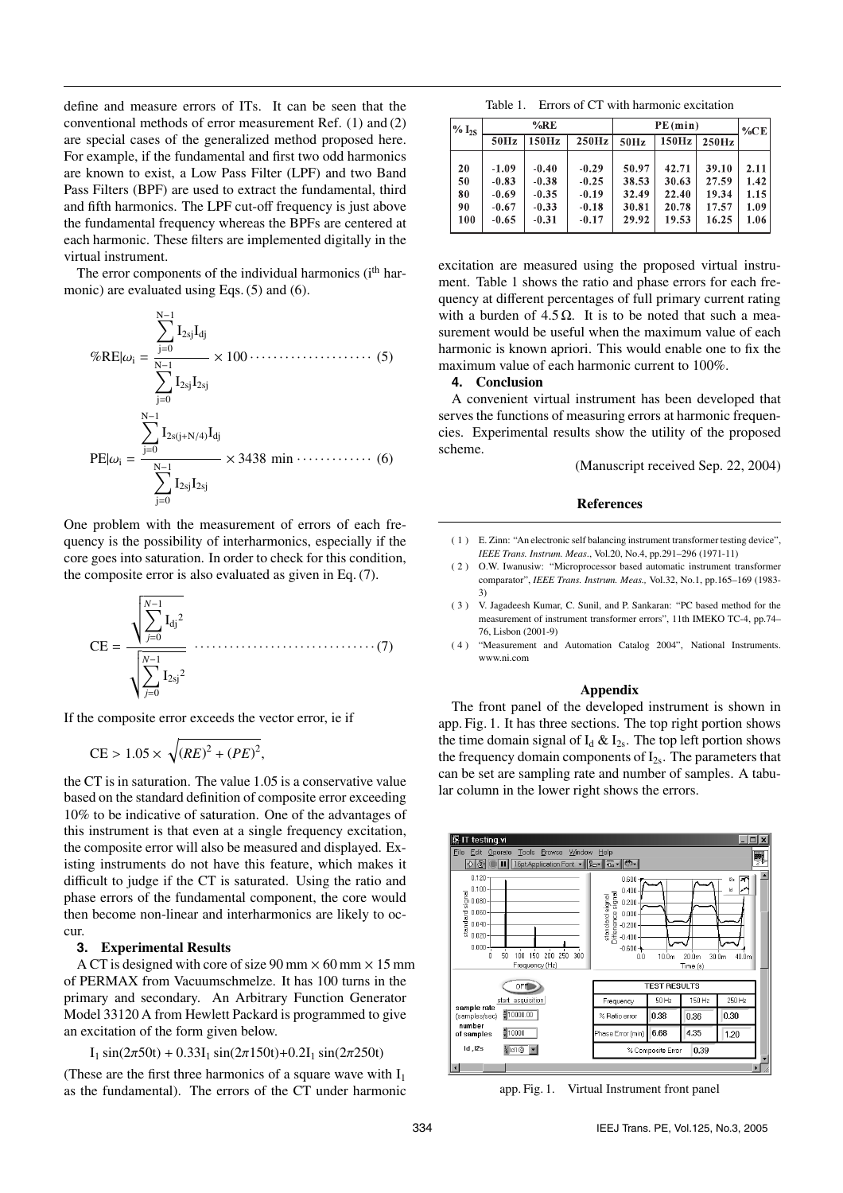define and measure errors of ITs. It can be seen that the conventional methods of error measurement Ref. (1) and (2) are special cases of the generalized method proposed here. For example, if the fundamental and first two odd harmonics are known to exist, a Low Pass Filter (LPF) and two Band Pass Filters (BPF) are used to extract the fundamental, third and fifth harmonics. The LPF cut-off frequency is just above the fundamental frequency whereas the BPFs are centered at each harmonic. These filters are implemented digitally in the virtual instrument.

The error components of the individual harmonics ($i^{th}$ harmonic) are evaluated using Eqs. (5) and (6).

$$\%RE|\omega_i = \frac{\sum_{j=0}^{N-1} I_{2sj} I_{dj}}{\sum_{j=0}^{N-1} I_{2sj} I_{2sj}} \times 100 \quad \cdots\cdots (5)$$

$$PE|\omega_i = \frac{\sum_{j=0}^{N-1} I_{2s(j+N/4)} I_{dj}}{\sum_{j=0}^{N-1} I_{2sj} I_{2sj}} \times 3438 \text{ min} \quad \cdots\cdots (6)$$

One problem with the measurement of errors of each frequency is the possibility of interharmonics, especially if the core goes into saturation. In order to check for this condition, the composite error is also evaluated as given in Eq. (7).

$$CE = \frac{\sqrt{\sum_{j=0}^{N-1} I_{dj}^2}}{\sqrt{\sum_{j=0}^{N-1} I_{2sj}^2}} \quad \cdots\cdots (7)$$

If the composite error exceeds the vector error, ie if

$$CE > 1.05 \times \sqrt{(RE)^2 + (PE)^2},$$

the CT is in saturation. The value 1.05 is a conservative value based on the standard definition of composite error exceeding 10% to be indicative of saturation. One of the advantages of this instrument is that even at a single frequency excitation, the composite error will also be measured and displayed. Existing instruments do not have this feature, which makes it difficult to judge if the CT is saturated. Using the ratio and phase errors of the fundamental component, the core would then become non-linear and interharmonics are likely to occur.

### 3. Experimental Results

A CT is designed with core of size 90 mm × 60 mm × 15 mm of PERMAX from Vacuumschmelze. It has 100 turns in the primary and secondary. An Arbitrary Function Generator Model 33120 A from Hewlett Packard is programmed to give an excitation of the form given below.

$$I_1 \sin(2\pi 50t) + 0.33 I_1 \sin(2\pi 150t) + 0.2 I_1 \sin(2\pi 250t)$$

(These are the first three harmonics of a square wave with $I_1$ as the fundamental). The errors of the CT under harmonic excitation are measured using the proposed virtual instrument. Table 1 shows the ratio and phase errors for each frequency at different percentages of full primary current rating with a burden of 4.5 Ω. It is to be noted that such a measurement would be useful when the maximum value of each harmonic is known apriori. This would enable one to fix the maximum value of each harmonic current to 100%.

Table 1. Errors of CT with harmonic excitation

| $\% I_{2S}$ | %RE | | | PE (min) | | | %CE |
|---|---|---|---|---|---|---|---|
| | 50Hz | 150Hz | 250Hz | 50Hz | 150Hz | 250Hz | |
| 20 | -1.09 | -0.40 | -0.29 | 50.97 | 42.71 | 39.10 | 2.11 |
| 50 | -0.83 | -0.38 | -0.25 | 38.53 | 30.63 | 27.59 | 1.42 |
| 80 | -0.69 | -0.35 | -0.19 | 32.49 | 22.40 | 19.34 | 1.15 |
| 90 | -0.67 | -0.33 | -0.18 | 30.81 | 20.78 | 17.57 | 1.09 |
| 100 | -0.65 | -0.31 | -0.17 | 29.92 | 19.53 | 16.25 | 1.06 |

### 4. Conclusion

A convenient virtual instrument has been developed that serves the functions of measuring errors at harmonic frequencies. Experimental results show the utility of the proposed scheme.

(Manuscript received Sep. 22, 2004)

## References

(1) E. Zinn: "An electronic self balancing instrument transformer testing device", *IEEE Trans. Instrum. Meas.*, Vol.20, No.4, pp.291–296 (1971-11)

(2) O.W. Iwanusiw: "Microprocessor based automatic instrument transformer comparator", *IEEE Trans. Instrum. Meas.*, Vol.32, No.1, pp.165–169 (1983-3)

(3) V. Jagadeesh Kumar, C. Sunil, and P. Sankaran: "PC based method for the measurement of instrument transformer errors", 11th IMEKO TC-4, pp.74–76, Lisbon (2001-9)

(4) "Measurement and Automation Catalog 2004", National Instruments. www.ni.com

## Appendix

The front panel of the developed instrument is shown in app. Fig. 1. It has three sections. The top right portion shows the time domain signal of $I_d$ & $I_{2s}$. The top left portion shows the frequency domain components of $I_{2s}$. The parameters that can be set are sampling rate and number of samples. A tabular column in the lower right shows the errors.

app. Fig. 1. Virtual Instrument front panel